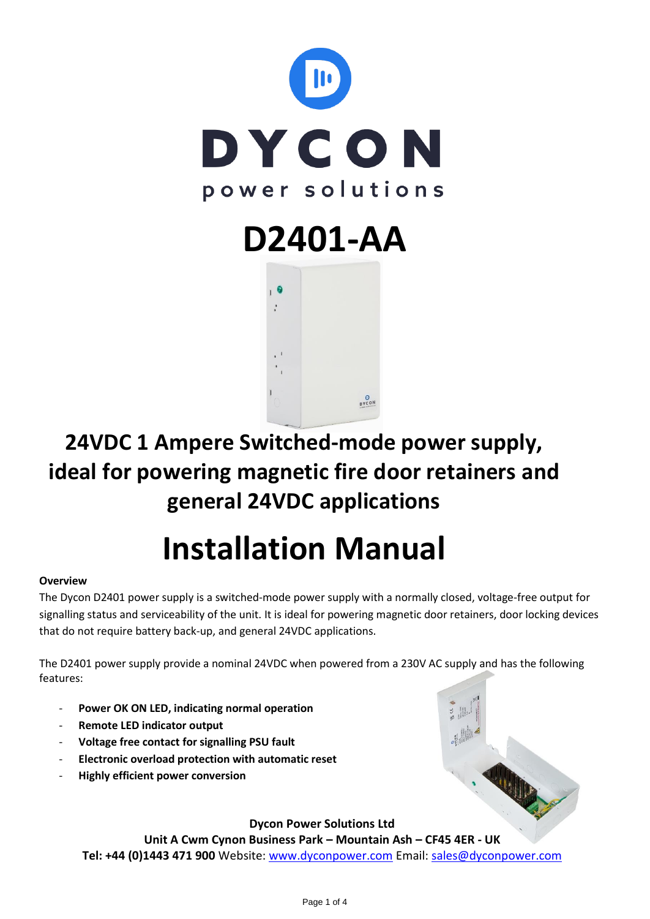DYCON

power solutions

# D2401-AA

## 24VDC 1 Ampere Switched-mode power supply, ideal for powering magnetic fire door retainers and general 24VDC applications

# Installation Manual

**Overview**

The Dycon D2401 power supply is a switched-mode power supply with a normally closed, voltage-free output for signalling status and serviceability of the unit. It is ideal for powering magnetic door retainers, door locking devices that do not require battery back-up, and general 24VDC applications.

The D2401 power supply provide a nominal 24VDC when powered from a 230V AC supply and has the following features:

- **Power OK ON LED, indicating normal operation**
- **Remote LED indicator output**
- **Voltage free contact for signalling PSU fault**
- **Electronic overload protection with automatic reset**
- **Highly efficient power conversion**

**Dycon Power Solutions Ltd**
**Unit A Cwm Cynon Business Park – Mountain Ash – CF45 4ER - UK**
**Tel: +44 (0)1443 471 900** Website: www.dyconpower.com Email: sales@dyconpower.com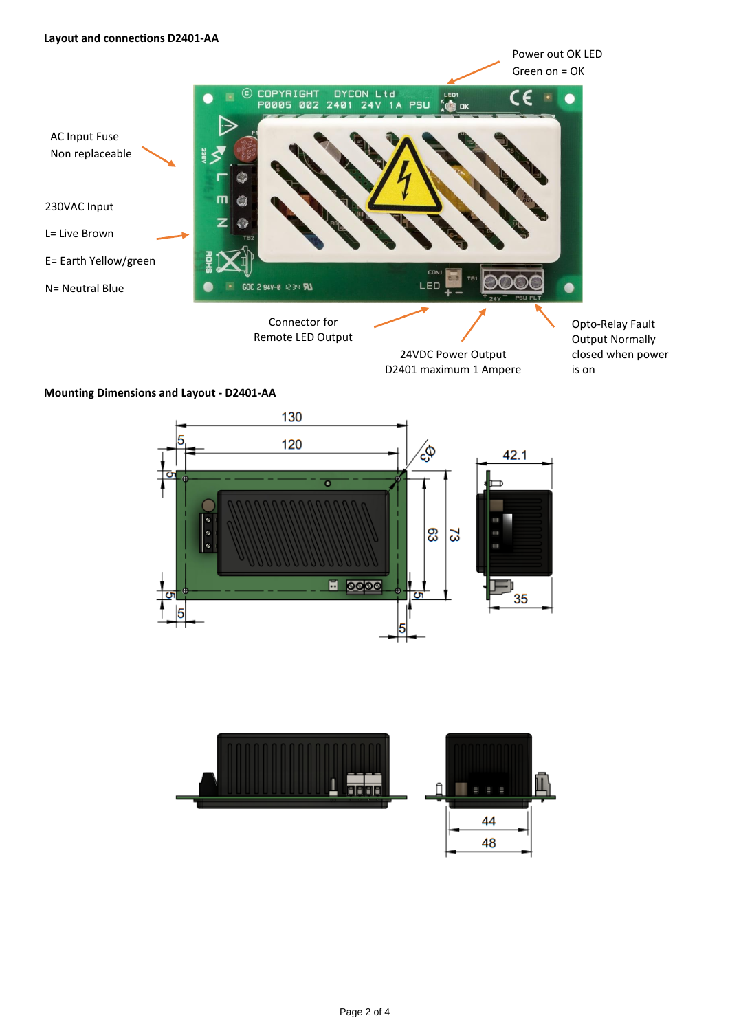**Layout and connections D2401-AA**

Power out OK LED
Green on = OK

AC Input Fuse
Non replaceable

230VAC Input

L= Live Brown

E= Earth Yellow/green

N= Neutral Blue

Connector for
Remote LED Output

24VDC Power Output
D2401 maximum 1 Ampere

Opto-Relay Fault
Output Normally
closed when power
is on

**Mounting Dimensions and Layout - D2401-AA**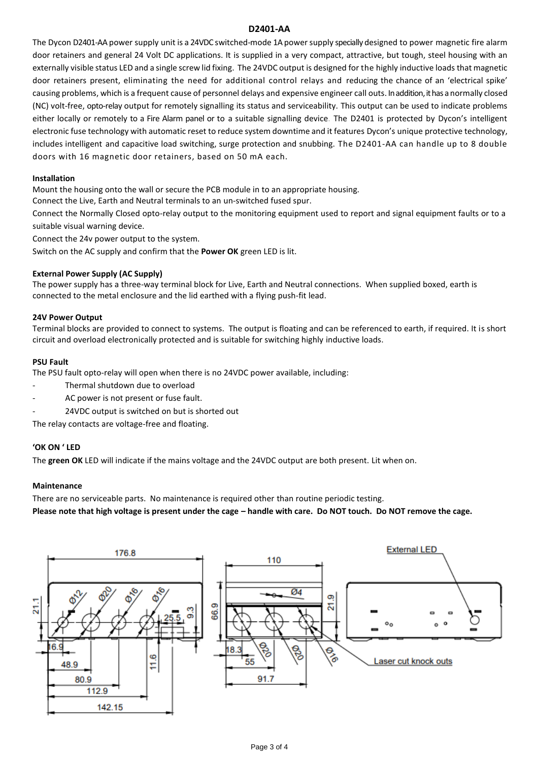## D2401-AA

The Dycon D2401-AA power supply unit is a 24VDC switched-mode 1A power supply specially designed to power magnetic fire alarm door retainers and general 24 Volt DC applications. It is supplied in a very compact, attractive, but tough, steel housing with an externally visible status LED and a single screw lid fixing. The 24VDC output is designed for the highly inductive loads that magnetic door retainers present, eliminating the need for additional control relays and reducing the chance of an 'electrical spike' causing problems, which is a frequent cause of personnel delays and expensive engineer call outs. In addition, it has a normally closed (NC) volt-free, opto-relay output for remotely signalling its status and serviceability. This output can be used to indicate problems either locally or remotely to a Fire Alarm panel or to a suitable signalling device. The D2401 is protected by Dycon's intelligent electronic fuse technology with automatic reset to reduce system downtime and it features Dycon's unique protective technology, includes intelligent and capacitive load switching, surge protection and snubbing. The D2401-AA can handle up to 8 double doors with 16 magnetic door retainers, based on 50 mA each.

### Installation

Mount the housing onto the wall or secure the PCB module in to an appropriate housing.

Connect the Live, Earth and Neutral terminals to an un-switched fused spur.

Connect the Normally Closed opto-relay output to the monitoring equipment used to report and signal equipment faults or to a suitable visual warning device.

Connect the 24v power output to the system.

Switch on the AC supply and confirm that the **Power OK** green LED is lit.

### External Power Supply (AC Supply)

The power supply has a three-way terminal block for Live, Earth and Neutral connections. When supplied boxed, earth is connected to the metal enclosure and the lid earthed with a flying push-fit lead.

### 24V Power Output

Terminal blocks are provided to connect to systems. The output is floating and can be referenced to earth, if required. It is short circuit and overload electronically protected and is suitable for switching highly inductive loads.

### PSU Fault

The PSU fault opto-relay will open when there is no 24VDC power available, including:

- Thermal shutdown due to overload
- AC power is not present or fuse fault.
- 24VDC output is switched on but is shorted out

The relay contacts are voltage-free and floating.

### 'OK ON ' LED

The **green OK** LED will indicate if the mains voltage and the 24VDC output are both present. Lit when on.

### Maintenance

There are no serviceable parts. No maintenance is required other than routine periodic testing.

**Please note that high voltage is present under the cage – handle with care. Do NOT touch. Do NOT remove the cage.**

176.8 Ø12 Ø20 Ø16 Ø16 21.1 25.5 9.3 16.9 48.9 80.9 112.9 142.15 11.6

110 Ø4 66.9 21.9 18.3 55 Ø20 Ø20 Ø16 91.7

External LED

Laser cut knock outs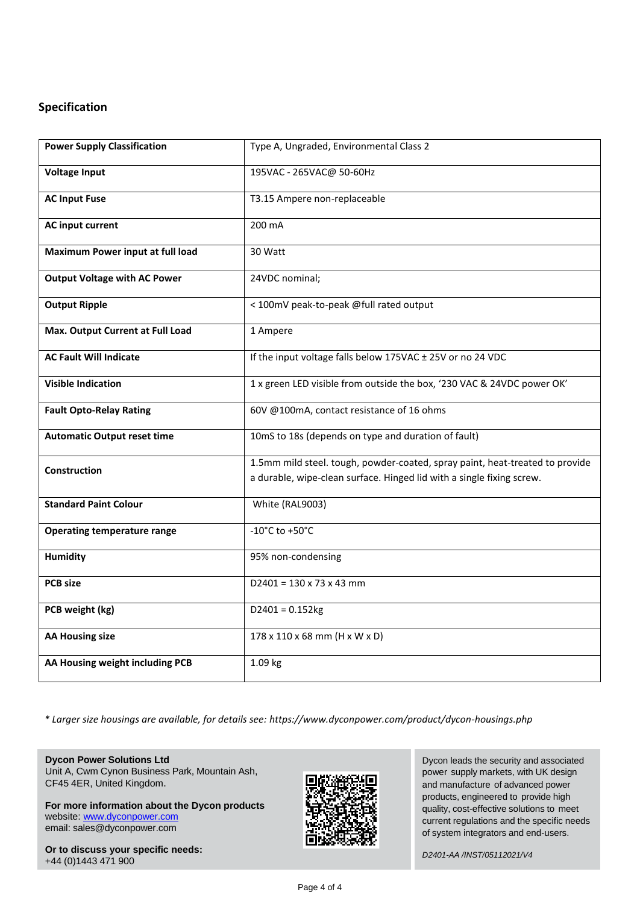## Specification

| | |
|---|---|
| **Power Supply Classification** | Type A, Ungraded, Environmental Class 2 |
| **Voltage Input** | 195VAC - 265VAC@ 50-60Hz |
| **AC Input Fuse** | T3.15 Ampere non-replaceable |
| **AC input current** | 200 mA |
| **Maximum Power input at full load** | 30 Watt |
| **Output Voltage with AC Power** | 24VDC nominal; |
| **Output Ripple** | < 100mV peak-to-peak @full rated output |
| **Max. Output Current at Full Load** | 1 Ampere |
| **AC Fault Will Indicate** | If the input voltage falls below 175VAC ± 25V or no 24 VDC |
| **Visible Indication** | 1 x green LED visible from outside the box, '230 VAC & 24VDC power OK' |
| **Fault Opto-Relay Rating** | 60V @100mA, contact resistance of 16 ohms |
| **Automatic Output reset time** | 10mS to 18s (depends on type and duration of fault) |
| **Construction** | 1.5mm mild steel. tough, powder-coated, spray paint, heat-treated to provide a durable, wipe-clean surface. Hinged lid with a single fixing screw. |
| **Standard Paint Colour** | White (RAL9003) |
| **Operating temperature range** | -10°C to +50°C |
| **Humidity** | 95% non-condensing |
| **PCB size** | D2401 = 130 x 73 x 43 mm |
| **PCB weight (kg)** | D2401 = 0.152kg |
| **AA Housing size** | 178 x 110 x 68 mm (H x W x D) |
| **AA Housing weight including PCB** | 1.09 kg |

*\* Larger size housings are available, for details see: https://www.dyconpower.com/product/dycon-housings.php*

**Dycon Power Solutions Ltd**
Unit A, Cwm Cynon Business Park, Mountain Ash,
CF45 4ER, United Kingdom.

**For more information about the Dycon products**
website: www.dyconpower.com
email: sales@dyconpower.com

**Or to discuss your specific needs:**
+44 (0)1443 471 900

Dycon leads the security and associated power supply markets, with UK design and manufacture of advanced power products, engineered to provide high quality, cost-effective solutions to meet current regulations and the specific needs of system integrators and end-users.

*D2401-AA /INST/05112021/V4*